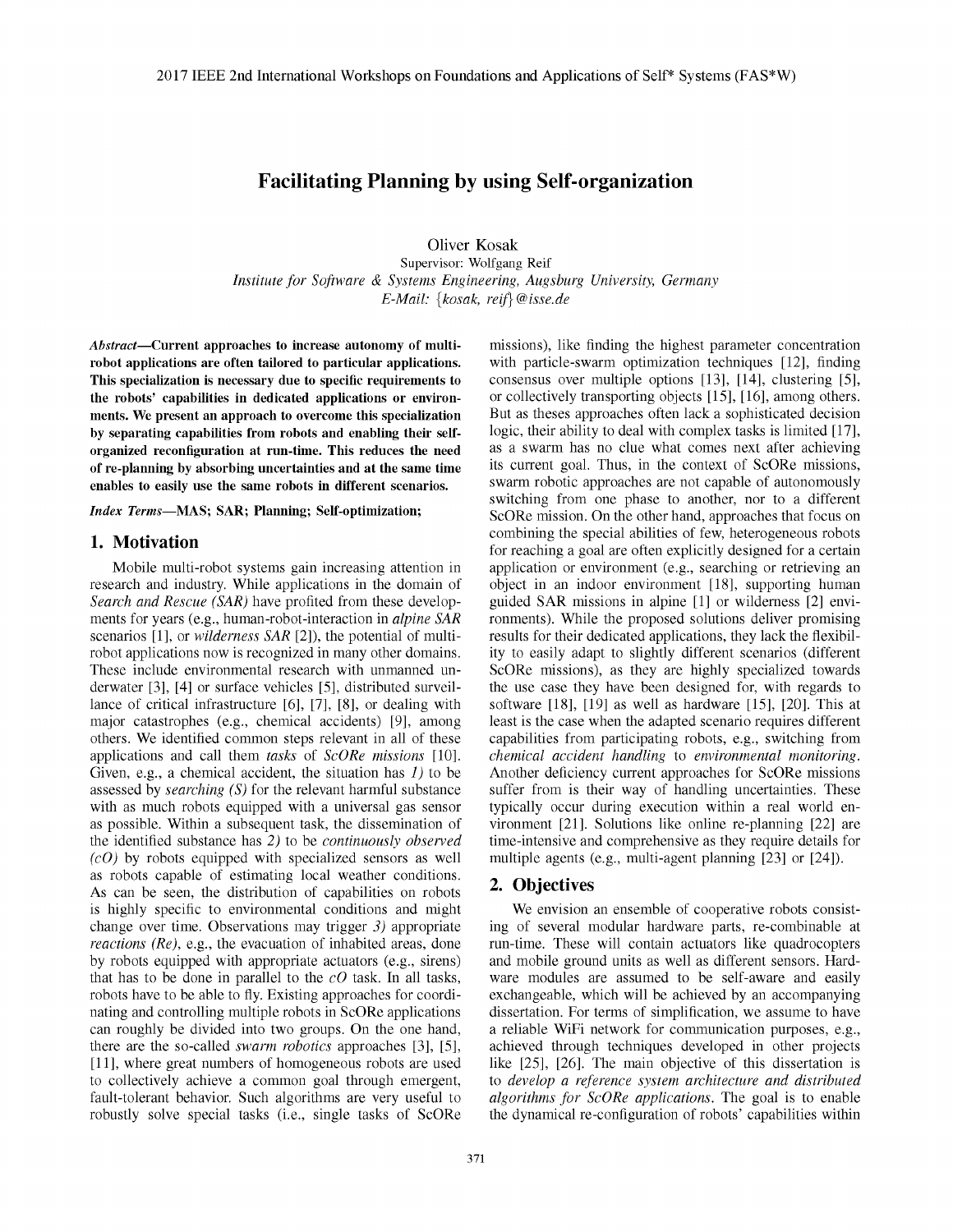# Facilitating Planning by using Self-organization

Oliver Kosak
Supervisor: Wolfgang Reif
*Institute for Software & Systems Engineering, Augsburg University, Germany*
*E-Mail: {kosak, reif}@isse.de*

***Abstract*—Current approaches to increase autonomy of multi-robot applications are often tailored to particular applications. This specialization is necessary due to specific requirements to the robots' capabilities in dedicated applications or environments. We present an approach to overcome this specialization by separating capabilities from robots and enabling their self-organized reconfiguration at run-time. This reduces the need of re-planning by absorbing uncertainties and at the same time enables to easily use the same robots in different scenarios.**

***Index Terms*—MAS; SAR; Planning; Self-optimization;**

## 1. Motivation

Mobile multi-robot systems gain increasing attention in research and industry. While applications in the domain of *Search and Rescue (SAR)* have profited from these developments for years (e.g., human-robot-interaction in *alpine SAR* scenarios [1], or *wilderness SAR* [2]), the potential of multi-robot applications now is recognized in many other domains. These include environmental research with unmanned underwater [3], [4] or surface vehicles [5], distributed surveillance of critical infrastructure [6], [7], [8], or dealing with major catastrophes (e.g., chemical accidents) [9], among others. We identified common steps relevant in all of these applications and call them *tasks* of *ScORe missions* [10]. Given, e.g., a chemical accident, the situation has *1)* to be assessed by *searching (S)* for the relevant harmful substance with as much robots equipped with a universal gas sensor as possible. Within a subsequent task, the dissemination of the identified substance has *2)* to be *continuously observed (cO)* by robots equipped with specialized sensors as well as robots capable of estimating local weather conditions. As can be seen, the distribution of capabilities on robots is highly specific to environmental conditions and might change over time. Observations may trigger *3)* appropriate *reactions (Re)*, e.g., the evacuation of inhabited areas, done by robots equipped with appropriate actuators (e.g., sirens) that has to be done in parallel to the *cO* task. In all tasks, robots have to be able to fly. Existing approaches for coordinating and controlling multiple robots in ScORe applications can roughly be divided into two groups. On the one hand, there are the so-called *swarm robotics* approaches [3], [5], [11], where great numbers of homogeneous robots are used to collectively achieve a common goal through emergent, fault-tolerant behavior. Such algorithms are very useful to robustly solve special tasks (i.e., single tasks of ScORe missions), like finding the highest parameter concentration with particle-swarm optimization techniques [12], finding consensus over multiple options [13], [14], clustering [5], or collectively transporting objects [15], [16], among others. But as theses approaches often lack a sophisticated decision logic, their ability to deal with complex tasks is limited [17], as a swarm has no clue what comes next after achieving its current goal. Thus, in the context of ScORe missions, swarm robotic approaches are not capable of autonomously switching from one phase to another, nor to a different ScORe mission. On the other hand, approaches that focus on combining the special abilities of few, heterogeneous robots for reaching a goal are often explicitly designed for a certain application or environment (e.g., searching or retrieving an object in an indoor environment [18], supporting human guided SAR missions in alpine [1] or wilderness [2] environments). While the proposed solutions deliver promising results for their dedicated applications, they lack the flexibility to easily adapt to slightly different scenarios (different ScORe missions), as they are highly specialized towards the use case they have been designed for, with regards to software [18], [19] as well as hardware [15], [20]. This at least is the case when the adapted scenario requires different capabilities from participating robots, e.g., switching from *chemical accident handling* to *environmental monitoring*. Another deficiency current approaches for ScORe missions suffer from is their way of handling uncertainties. These typically occur during execution within a real world environment [21]. Solutions like online re-planning [22] are time-intensive and comprehensive as they require details for multiple agents (e.g., multi-agent planning [23] or [24]).

## 2. Objectives

We envision an ensemble of cooperative robots consisting of several modular hardware parts, re-combinable at run-time. These will contain actuators like quadrocopters and mobile ground units as well as different sensors. Hardware modules are assumed to be self-aware and easily exchangeable, which will be achieved by an accompanying dissertation. For terms of simplification, we assume to have a reliable WiFi network for communication purposes, e.g., achieved through techniques developed in other projects like [25], [26]. The main objective of this dissertation is to *develop a reference system architecture and distributed algorithms for ScORe applications*. The goal is to enable the dynamical re-configuration of robots' capabilities within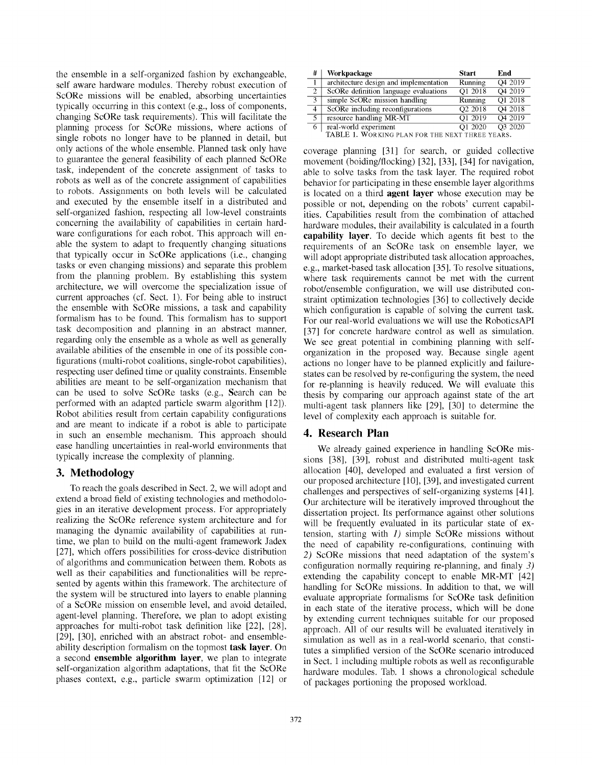the ensemble in a self-organized fashion by exchangeable, self aware hardware modules. Thereby robust execution of ScORe missions will be enabled, absorbing uncertainties typically occurring in this context (e.g., loss of components, changing ScORe task requirements). This will facilitate the planning process for ScORe missions, where actions of single robots no longer have to be planned in detail, but only actions of the whole ensemble. Planned task only have to guarantee the general feasibility of each planned ScORe task, independent of the concrete assignment of tasks to robots as well as of the concrete assignment of capabilities to robots. Assignments on both levels will be calculated and executed by the ensemble itself in a distributed and self-organized fashion, respecting all low-level constraints concerning the availability of capabilities in certain hardware configurations for each robot. This approach will enable the system to adapt to frequently changing situations that typically occur in ScORe applications (i.e., changing tasks or even changing missions) and separate this problem from the planning problem. By establishing this system architecture, we will overcome the specialization issue of current approaches (cf. Sect. 1). For being able to instruct the ensemble with ScORe missions, a task and capability formalism has to be found. This formalism has to support task decomposition and planning in an abstract manner, regarding only the ensemble as a whole as well as generally available abilities of the ensemble in one of its possible configurations (multi-robot coalitions, single-robot capabilities), respecting user defined time or quality constraints. Ensemble abilities are meant to be self-organization mechanism that can be used to solve ScORe tasks (e.g., **S**earch can be performed with an adapted particle swarm algorithm [12]). Robot abilities result from certain capability configurations and are meant to indicate if a robot is able to participate in such an ensemble mechanism. This approach should ease handling uncertainties in real-world environments that typically increase the complexity of planning.

## 3. Methodology

To reach the goals described in Sect. 2, we will adopt and extend a broad field of existing technologies and methodologies in an iterative development process. For appropriately realizing the ScORe reference system architecture and for managing the dynamic availability of capabilities at runtime, we plan to build on the multi-agent framework Jadex [27], which offers possibilities for cross-device distribution of algorithms and communication between them. Robots as well as their capabilities and functionalities will be represented by agents within this framework. The architecture of the system will be structured into layers to enable planning of a ScORe mission on ensemble level, and avoid detailed, agent-level planning. Therefore, we plan to adopt existing approaches for multi-robot task definition like [22], [28], [29], [30], enriched with an abstract robot- and ensemble-ability description formalism on the topmost **task layer**. On a second **ensemble algorithm layer**, we plan to integrate self-organization algorithm adaptations, that fit the ScORe phases context, e.g., particle swarm optimization [12] or coverage planning [31] for search, or guided collective movement (boiding/flocking) [32], [33], [34] for navigation, able to solve tasks from the task layer. The required robot behavior for participating in these ensemble layer algorithms is located on a third **agent layer** whose execution may be possible or not, depending on the robots' current capabilities. Capabilities result from the combination of attached hardware modules, their availability is calculated in a fourth **capability layer**. To decide which agents fit best to the requirements of an ScORe task on ensemble layer, we will adopt appropriate distributed task allocation approaches, e.g., market-based task allocation [35]. To resolve situations, where task requirements cannot be met with the current robot/ensemble configuration, we will use distributed constraint optimization technologies [36] to collectively decide which configuration is capable of solving the current task. For our real-world evaluations we will use the RoboticsAPI [37] for concrete hardware control as well as simulation. We see great potential in combining planning with self-organization in the proposed way. Because single agent actions no longer have to be planned explicitly and failure-states can be resolved by re-configuring the system, the need for re-planning is heavily reduced. We will evaluate this thesis by comparing our approach against state of the art multi-agent task planners like [29], [30] to determine the level of complexity each approach is suitable for.

| # | Workpackage | Start | End |
|---|---|---|---|
| 1 | architecture design and implementation | Running | Q4 2019 |
| 2 | ScORe definition language evaluations | Q1 2018 | Q4 2019 |
| 3 | simple ScORe mission handling | Running | Q1 2018 |
| 4 | ScORe including reconfigurations | Q2 2018 | Q4 2018 |
| 5 | resource handling MR-MT | Q1 2019 | Q4 2019 |
| 6 | real-world experiment | Q1 2020 | Q3 2020 |

TABLE 1. Working plan for the next three years.

## 4. Research Plan

We already gained experience in handling ScORe missions [38], [39], robust and distributed multi-agent task allocation [40], developed and evaluated a first version of our proposed architecture [10], [39], and investigated current challenges and perspectives of self-organizing systems [41]. Our architecture will be iteratively improved throughout the dissertation project. Its performance against other solutions will be frequently evaluated in its particular state of extension, starting with *1)* simple ScORe missions without the need of capability re-configurations, continuing with *2)* ScORe missions that need adaptation of the system's configuration normally requiring re-planning, and finaly *3)* extending the capability concept to enable MR-MT [42] handling for ScORe missions. In addition to that, we will evaluate appropriate formalisms for ScORe task definition in each state of the iterative process, which will be done by extending current techniques suitable for our proposed approach. All of our results will be evaluated iteratively in simulation as well as in a real-world scenario, that constitutes a simplified version of the ScORe scenario introduced in Sect. 1 including multiple robots as well as reconfigurable hardware modules. Tab. 1 shows a chronological schedule of packages portioning the proposed workload.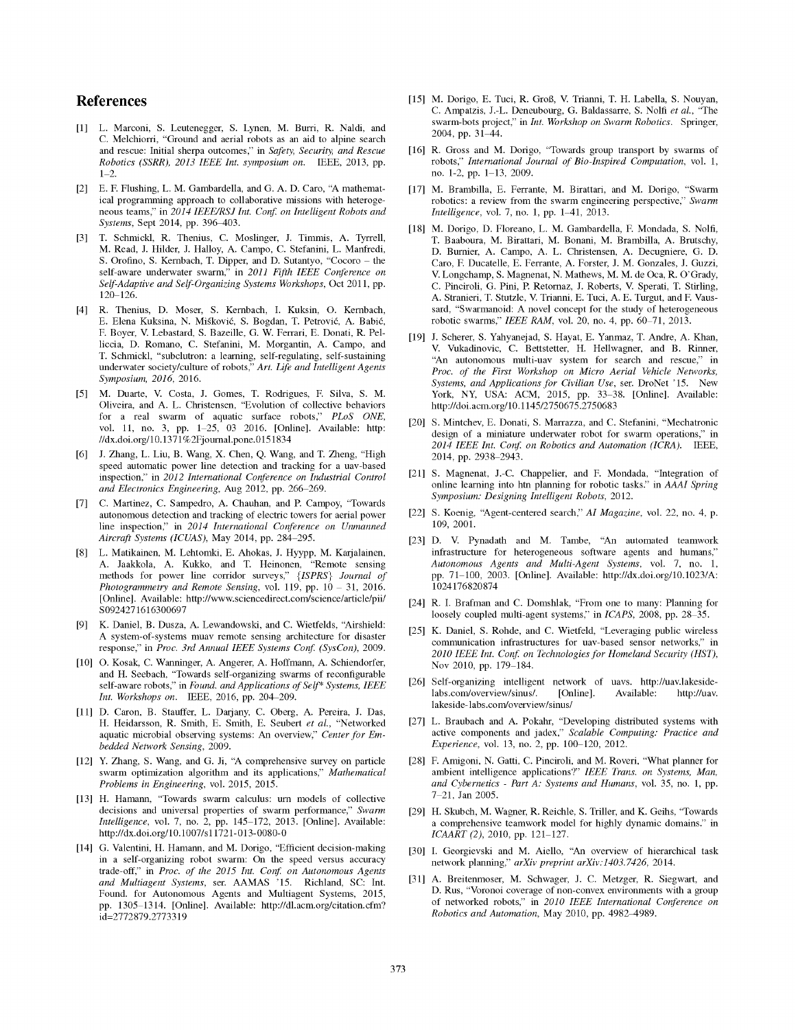## References

[1] L. Marconi, S. Leutenegger, S. Lynen, M. Burri, R. Naldi, and C. Melchiorri, "Ground and aerial robots as an aid to alpine search and rescue: Initial sherpa outcomes," in *Safety, Security, and Rescue Robotics (SSRR), 2013 IEEE Int. symposium on*. IEEE, 2013, pp. 1–2.

[2] E. F. Flushing, L. M. Gambardella, and G. A. D. Caro, "A mathematical programming approach to collaborative missions with heterogeneous teams," in *2014 IEEE/RSJ Int. Conf. on Intelligent Robots and Systems*, Sept 2014, pp. 396–403.

[3] T. Schmickl, R. Thenius, C. Moslinger, J. Timmis, A. Tyrrell, M. Read, J. Hilder, J. Halloy, A. Campo, C. Stefanini, L. Manfredi, S. Orofino, S. Kernbach, T. Dipper, and D. Sutantyo, "Cocoro – the self-aware underwater swarm," in *2011 Fifth IEEE Conference on Self-Adaptive and Self-Organizing Systems Workshops*, Oct 2011, pp. 120–126.

[4] R. Thenius, D. Moser, S. Kernbach, I. Kuksin, O. Kernbach, E. Elena Kuksina, N. Mišković, S. Bogdan, T. Petrović, A. Babić, F. Boyer, V. Lebastard, S. Bazeille, G. W. Ferrari, E. Donati, R. Pelliccia, D. Romano, C. Stefanini, M. Morgantin, A. Campo, and T. Schmickl, "subcultron: a learning, self-regulating, self-sustaining underwater society/culture of robots," *Art. Life and Intelligent Agents Symposium, 2016*, 2016.

[5] M. Duarte, V. Costa, J. Gomes, T. Rodrigues, F. Silva, S. M. Oliveira, and A. L. Christensen, "Evolution of collective behaviors for a real swarm of aquatic surface robots," *PLoS ONE*, vol. 11, no. 3, pp. 1–25, 03 2016. [Online]. Available: http://dx.doi.org/10.1371%2Fjournal.pone.0151834

[6] J. Zhang, L. Liu, B. Wang, X. Chen, Q. Wang, and T. Zheng, "High speed automatic power line detection and tracking for a uav-based inspection," in *2012 International Conference on Industrial Control and Electronics Engineering*, Aug 2012, pp. 266–269.

[7] C. Martinez, C. Sampedro, A. Chauhan, and P. Campoy, "Towards autonomous detection and tracking of electric towers for aerial power line inspection," in *2014 International Conference on Unmanned Aircraft Systems (ICUAS)*, May 2014, pp. 284–295.

[8] L. Matikainen, M. Lehtomki, E. Ahokas, J. Hyypp, M. Karjalainen, A. Jaakkola, A. Kukko, and T. Heinonen, "Remote sensing methods for power line corridor surveys," *{ISPRS} Journal of Photogrammetry and Remote Sensing*, vol. 119, pp. 10 – 31, 2016. [Online]. Available: http://www.sciencedirect.com/science/article/pii/S0924271616300697

[9] K. Daniel, B. Dusza, A. Lewandowski, and C. Wietfelds, "Airshield: A system-of-systems muav remote sensing architecture for disaster response," in *Proc. 3rd Annual IEEE Systems Conf. (SysCon)*, 2009.

[10] O. Kosak, C. Wanninger, A. Angerer, A. Hoffmann, A. Schiendorfer, and H. Seebach, "Towards self-organizing swarms of reconfigurable self-aware robots," in *Found. and Applications of Self\* Systems, IEEE Int. Workshops on*. IEEE, 2016, pp. 204–209.

[11] D. Caron, B. Stauffer, L. Darjany, C. Oberg, A. Pereira, J. Das, H. Heidarsson, R. Smith, E. Smith, E. Seubert *et al.*, "Networked aquatic microbial observing systems: An overview," *Center for Embedded Network Sensing*, 2009.

[12] Y. Zhang, S. Wang, and G. Ji, "A comprehensive survey on particle swarm optimization algorithm and its applications," *Mathematical Problems in Engineering*, vol. 2015, 2015.

[13] H. Hamann, "Towards swarm calculus: urn models of collective decisions and universal properties of swarm performance," *Swarm Intelligence*, vol. 7, no. 2, pp. 145–172, 2013. [Online]. Available: http://dx.doi.org/10.1007/s11721-013-0080-0

[14] G. Valentini, H. Hamann, and M. Dorigo, "Efficient decision-making in a self-organizing robot swarm: On the speed versus accuracy trade-off," in *Proc. of the 2015 Int. Conf. on Autonomous Agents and Multiagent Systems*, ser. AAMAS '15. Richland, SC: Int. Found. for Autonomous Agents and Multiagent Systems, 2015, pp. 1305–1314. [Online]. Available: http://dl.acm.org/citation.cfm?id=2772879.2773319

[15] M. Dorigo, E. Tuci, R. Groß, V. Trianni, T. H. Labella, S. Nouyan, C. Ampatzis, J.-L. Deneubourg, G. Baldassarre, S. Nolfi *et al.*, "The swarm-bots project," in *Int. Workshop on Swarm Robotics*. Springer, 2004, pp. 31–44.

[16] R. Gross and M. Dorigo, "Towards group transport by swarms of robots," *International Journal of Bio-Inspired Computation*, vol. 1, no. 1-2, pp. 1–13, 2009.

[17] M. Brambilla, E. Ferrante, M. Birattari, and M. Dorigo, "Swarm robotics: a review from the swarm engineering perspective," *Swarm Intelligence*, vol. 7, no. 1, pp. 1–41, 2013.

[18] M. Dorigo, D. Floreano, L. M. Gambardella, F. Mondada, S. Nolfi, T. Baaboura, M. Birattari, M. Bonani, M. Brambilla, A. Brutschy, D. Burnier, A. Campo, A. L. Christensen, A. Decugniere, G. D. Caro, F. Ducatelle, E. Ferrante, A. Forster, J. M. Gonzales, J. Guzzi, V. Longchamp, S. Magnenat, N. Mathews, M. M. de Oca, R. O'Grady, C. Pinciroli, G. Pini, P. Retornaz, J. Roberts, V. Sperati, T. Stirling, A. Stranieri, T. Stutzle, V. Trianni, E. Tuci, A. E. Turgut, and F. Vaussard, "Swarmanoid: A novel concept for the study of heterogeneous robotic swarms," *IEEE RAM*, vol. 20, no. 4, pp. 60–71, 2013.

[19] J. Scherer, S. Yahyanejad, S. Hayat, E. Yanmaz, T. Andre, A. Khan, V. Vukadinovic, C. Bettstetter, H. Hellwagner, and B. Rinner, "An autonomous multi-uav system for search and rescue," in *Proc. of the First Workshop on Micro Aerial Vehicle Networks, Systems, and Applications for Civilian Use*, ser. DroNet '15. New York, NY, USA: ACM, 2015, pp. 33–38. [Online]. Available: http://doi.acm.org/10.1145/2750675.2750683

[20] S. Mintchev, E. Donati, S. Marrazza, and C. Stefanini, "Mechatronic design of a miniature underwater robot for swarm operations," in *2014 IEEE Int. Conf. on Robotics and Automation (ICRA)*. IEEE, 2014, pp. 2938–2943.

[21] S. Magnenat, J.-C. Chappelier, and F. Mondada, "Integration of online learning into htn planning for robotic tasks," in *AAAI Spring Symposium: Designing Intelligent Robots*, 2012.

[22] S. Koenig, "Agent-centered search," *AI Magazine*, vol. 22, no. 4, p. 109, 2001.

[23] D. V. Pynadath and M. Tambe, "An automated teamwork infrastructure for heterogeneous software agents and humans," *Autonomous Agents and Multi-Agent Systems*, vol. 7, no. 1, pp. 71–100, 2003. [Online]. Available: http://dx.doi.org/10.1023/A:1024176820874

[24] R. I. Brafman and C. Domshlak, "From one to many: Planning for loosely coupled multi-agent systems," in *ICAPS*, 2008, pp. 28–35.

[25] K. Daniel, S. Rohde, and C. Wietfeld, "Leveraging public wireless communication infrastructures for uav-based sensor networks," in *2010 IEEE Int. Conf. on Technologies for Homeland Security (HST)*, Nov 2010, pp. 179–184.

[26] Self-organizing intelligent network of uavs. http://uav.lakeside-labs.com/overview/sinus/. [Online]. Available: http://uav.lakeside-labs.com/overview/sinus/

[27] L. Braubach and A. Pokahr, "Developing distributed systems with active components and jadex," *Scalable Computing: Practice and Experience*, vol. 13, no. 2, pp. 100–120, 2012.

[28] F. Amigoni, N. Gatti, C. Pinciroli, and M. Roveri, "What planner for ambient intelligence applications?" *IEEE Trans. on Systems, Man, and Cybernetics - Part A: Systems and Humans*, vol. 35, no. 1, pp. 7–21, Jan 2005.

[29] H. Skubch, M. Wagner, R. Reichle, S. Triller, and K. Geihs, "Towards a comprehensive teamwork model for highly dynamic domains." in *ICAART (2)*, 2010, pp. 121–127.

[30] I. Georgievski and M. Aiello, "An overview of hierarchical task network planning," *arXiv preprint arXiv:1403.7426*, 2014.

[31] A. Breitenmoser, M. Schwager, J. C. Metzger, R. Siegwart, and D. Rus, "Voronoi coverage of non-convex environments with a group of networked robots," in *2010 IEEE International Conference on Robotics and Automation*, May 2010, pp. 4982–4989.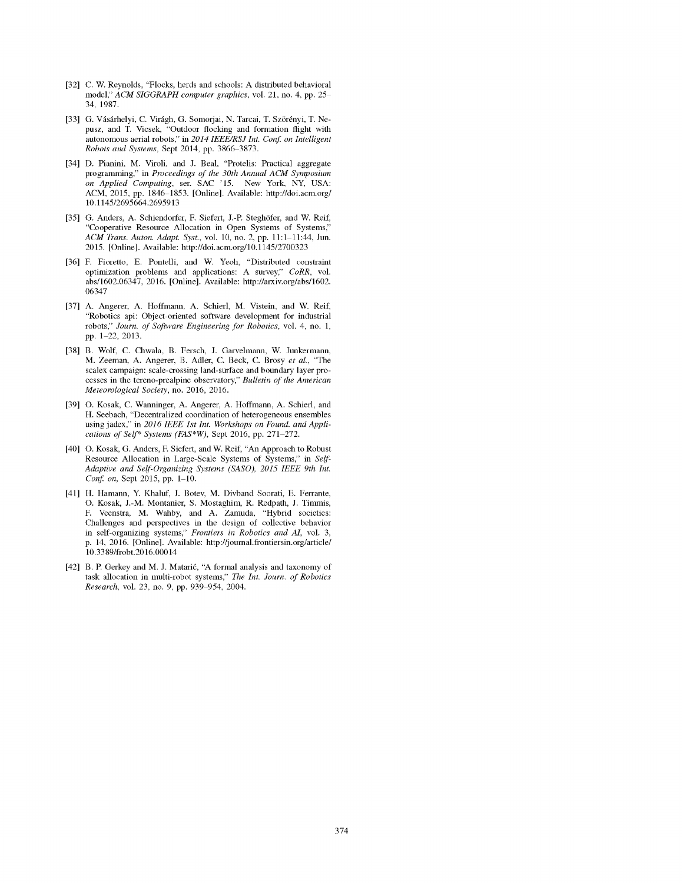[32] C. W. Reynolds, "Flocks, herds and schools: A distributed behavioral model," *ACM SIGGRAPH computer graphics*, vol. 21, no. 4, pp. 25–34, 1987.

[33] G. Vásárhelyi, C. Virágh, G. Somorjai, N. Tarcai, T. Szörényi, T. Nepusz, and T. Vicsek, "Outdoor flocking and formation flight with autonomous aerial robots," in *2014 IEEE/RSJ Int. Conf. on Intelligent Robots and Systems*, Sept 2014, pp. 3866–3873.

[34] D. Pianini, M. Viroli, and J. Beal, "Protelis: Practical aggregate programming," in *Proceedings of the 30th Annual ACM Symposium on Applied Computing*, ser. SAC '15. New York, NY, USA: ACM, 2015, pp. 1846–1853. [Online]. Available: http://doi.acm.org/10.1145/2695664.2695913

[35] G. Anders, A. Schiendorfer, F. Siefert, J.-P. Steghöfer, and W. Reif, "Cooperative Resource Allocation in Open Systems of Systems," *ACM Trans. Auton. Adapt. Syst.*, vol. 10, no. 2, pp. 11:1–11:44, Jun. 2015. [Online]. Available: http://doi.acm.org/10.1145/2700323

[36] F. Fioretto, E. Pontelli, and W. Yeoh, "Distributed constraint optimization problems and applications: A survey," *CoRR*, vol. abs/1602.06347, 2016. [Online]. Available: http://arxiv.org/abs/1602.06347

[37] A. Angerer, A. Hoffmann, A. Schierl, M. Vistein, and W. Reif, "Robotics api: Object-oriented software development for industrial robots," *Journ. of Software Engineering for Robotics*, vol. 4, no. 1, pp. 1–22, 2013.

[38] B. Wolf, C. Chwala, B. Fersch, J. Garvelmann, W. Junkermann, M. Zeeman, A. Angerer, B. Adler, C. Beck, C. Brosy *et al.*, "The scalex campaign: scale-crossing land-surface and boundary layer processes in the tereno-prealpine observatory," *Bulletin of the American Meteorological Society*, no. 2016, 2016.

[39] O. Kosak, C. Wanninger, A. Angerer, A. Hoffmann, A. Schierl, and H. Seebach, "Decentralized coordination of heterogeneous ensembles using jadex," in *2016 IEEE 1st Int. Workshops on Found. and Applications of Self* Systems (FAS*W)*, Sept 2016, pp. 271–272.

[40] O. Kosak, G. Anders, F. Siefert, and W. Reif, "An Approach to Robust Resource Allocation in Large-Scale Systems of Systems," in *Self-Adaptive and Self-Organizing Systems (SASO), 2015 IEEE 9th Int. Conf. on*, Sept 2015, pp. 1–10.

[41] H. Hamann, Y. Khaluf, J. Botev, M. Divband Soorati, E. Ferrante, O. Kosak, J.-M. Montanier, S. Mostaghim, R. Redpath, J. Timmis, F. Veenstra, M. Wahby, and A. Zamuda, "Hybrid societies: Challenges and perspectives in the design of collective behavior in self-organizing systems," *Frontiers in Robotics and AI*, vol. 3, p. 14, 2016. [Online]. Available: http://journal.frontiersin.org/article/10.3389/frobt.2016.00014

[42] B. P. Gerkey and M. J. Matarić, "A formal analysis and taxonomy of task allocation in multi-robot systems," *The Int. Journ. of Robotics Research*, vol. 23, no. 9, pp. 939–954, 2004.